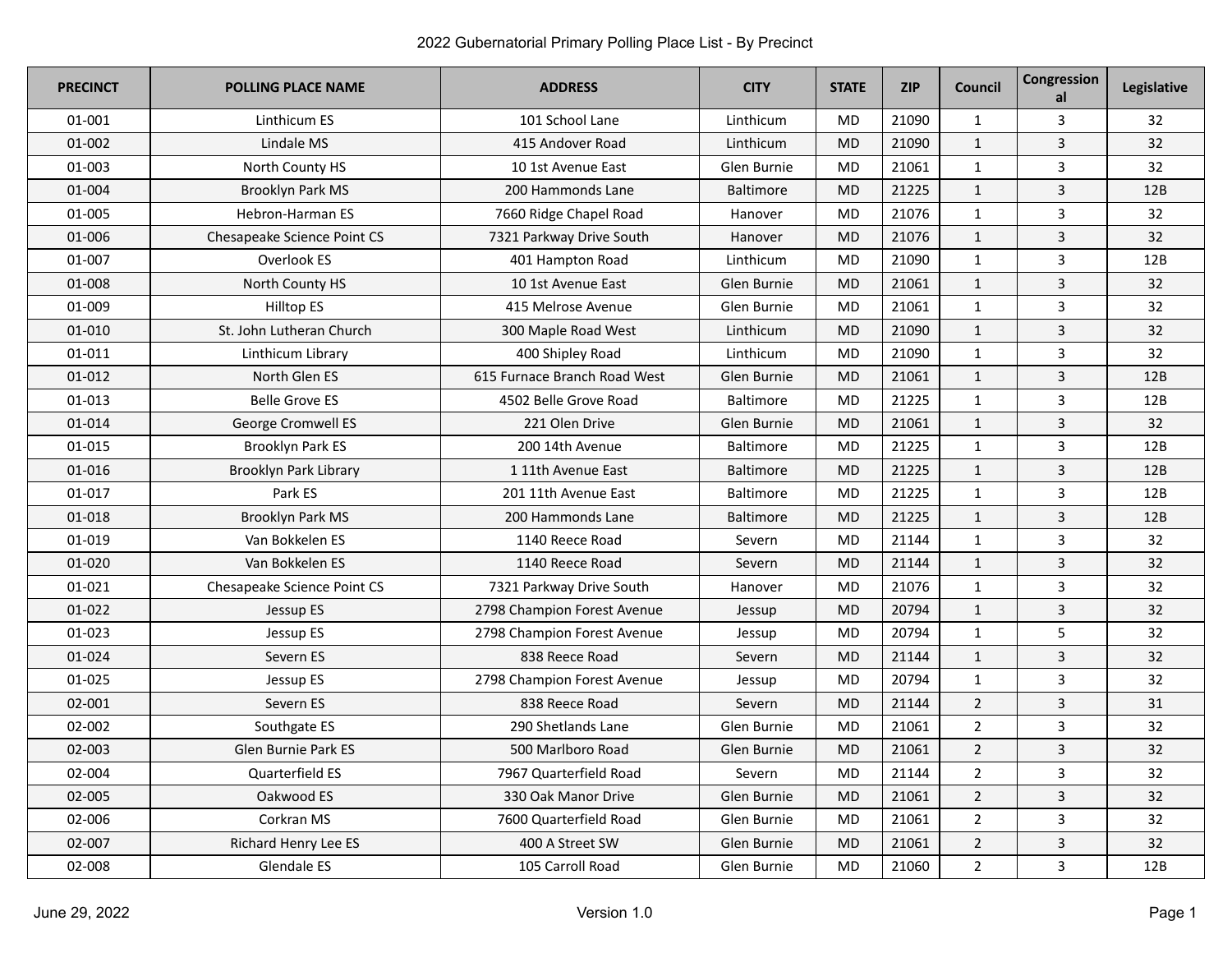# 2022 Gubernatorial Primary Polling Place List - By Precinct

| PRECINCT | POLLING PLACE NAME | ADDRESS | CITY | STATE | ZIP | Council | Congressional | Legislative |
|---|---|---|---|---|---|---|---|---|
| 01-001 | Linthicum ES | 101 School Lane | Linthicum | MD | 21090 | 1 | 3 | 32 |
| 01-002 | Lindale MS | 415 Andover Road | Linthicum | MD | 21090 | 1 | 3 | 32 |
| 01-003 | North County HS | 10 1st Avenue East | Glen Burnie | MD | 21061 | 1 | 3 | 32 |
| 01-004 | Brooklyn Park MS | 200 Hammonds Lane | Baltimore | MD | 21225 | 1 | 3 | 12B |
| 01-005 | Hebron-Harman ES | 7660 Ridge Chapel Road | Hanover | MD | 21076 | 1 | 3 | 32 |
| 01-006 | Chesapeake Science Point CS | 7321 Parkway Drive South | Hanover | MD | 21076 | 1 | 3 | 32 |
| 01-007 | Overlook ES | 401 Hampton Road | Linthicum | MD | 21090 | 1 | 3 | 12B |
| 01-008 | North County HS | 10 1st Avenue East | Glen Burnie | MD | 21061 | 1 | 3 | 32 |
| 01-009 | Hilltop ES | 415 Melrose Avenue | Glen Burnie | MD | 21061 | 1 | 3 | 32 |
| 01-010 | St. John Lutheran Church | 300 Maple Road West | Linthicum | MD | 21090 | 1 | 3 | 32 |
| 01-011 | Linthicum Library | 400 Shipley Road | Linthicum | MD | 21090 | 1 | 3 | 32 |
| 01-012 | North Glen ES | 615 Furnace Branch Road West | Glen Burnie | MD | 21061 | 1 | 3 | 12B |
| 01-013 | Belle Grove ES | 4502 Belle Grove Road | Baltimore | MD | 21225 | 1 | 3 | 12B |
| 01-014 | George Cromwell ES | 221 Olen Drive | Glen Burnie | MD | 21061 | 1 | 3 | 32 |
| 01-015 | Brooklyn Park ES | 200 14th Avenue | Baltimore | MD | 21225 | 1 | 3 | 12B |
| 01-016 | Brooklyn Park Library | 1 11th Avenue East | Baltimore | MD | 21225 | 1 | 3 | 12B |
| 01-017 | Park ES | 201 11th Avenue East | Baltimore | MD | 21225 | 1 | 3 | 12B |
| 01-018 | Brooklyn Park MS | 200 Hammonds Lane | Baltimore | MD | 21225 | 1 | 3 | 12B |
| 01-019 | Van Bokkelen ES | 1140 Reece Road | Severn | MD | 21144 | 1 | 3 | 32 |
| 01-020 | Van Bokkelen ES | 1140 Reece Road | Severn | MD | 21144 | 1 | 3 | 32 |
| 01-021 | Chesapeake Science Point CS | 7321 Parkway Drive South | Hanover | MD | 21076 | 1 | 3 | 32 |
| 01-022 | Jessup ES | 2798 Champion Forest Avenue | Jessup | MD | 20794 | 1 | 3 | 32 |
| 01-023 | Jessup ES | 2798 Champion Forest Avenue | Jessup | MD | 20794 | 1 | 5 | 32 |
| 01-024 | Severn ES | 838 Reece Road | Severn | MD | 21144 | 1 | 3 | 32 |
| 01-025 | Jessup ES | 2798 Champion Forest Avenue | Jessup | MD | 20794 | 1 | 3 | 32 |
| 02-001 | Severn ES | 838 Reece Road | Severn | MD | 21144 | 2 | 3 | 31 |
| 02-002 | Southgate ES | 290 Shetlands Lane | Glen Burnie | MD | 21061 | 2 | 3 | 32 |
| 02-003 | Glen Burnie Park ES | 500 Marlboro Road | Glen Burnie | MD | 21061 | 2 | 3 | 32 |
| 02-004 | Quarterfield ES | 7967 Quarterfield Road | Severn | MD | 21144 | 2 | 3 | 32 |
| 02-005 | Oakwood ES | 330 Oak Manor Drive | Glen Burnie | MD | 21061 | 2 | 3 | 32 |
| 02-006 | Corkran MS | 7600 Quarterfield Road | Glen Burnie | MD | 21061 | 2 | 3 | 32 |
| 02-007 | Richard Henry Lee ES | 400 A Street SW | Glen Burnie | MD | 21061 | 2 | 3 | 32 |
| 02-008 | Glendale ES | 105 Carroll Road | Glen Burnie | MD | 21060 | 2 | 3 | 12B |

June 29, 2022 Version 1.0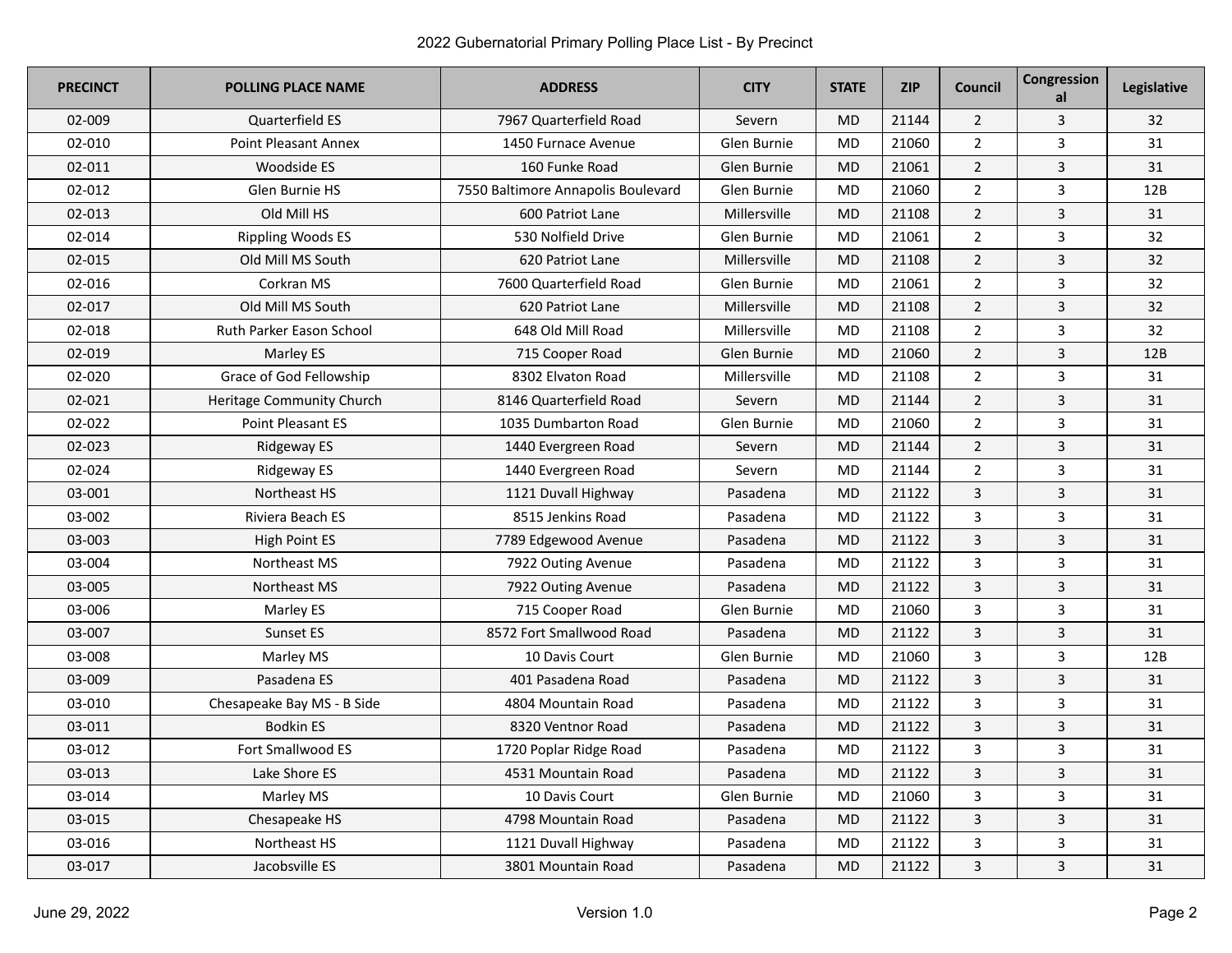2022 Gubernatorial Primary Polling Place List - By Precinct

| PRECINCT | POLLING PLACE NAME | ADDRESS | CITY | STATE | ZIP | Council | Congressional | Legislative |
|---|---|---|---|---|---|---|---|---|
| 02-009 | Quarterfield ES | 7967 Quarterfield Road | Severn | MD | 21144 | 2 | 3 | 32 |
| 02-010 | Point Pleasant Annex | 1450 Furnace Avenue | Glen Burnie | MD | 21060 | 2 | 3 | 31 |
| 02-011 | Woodside ES | 160 Funke Road | Glen Burnie | MD | 21061 | 2 | 3 | 31 |
| 02-012 | Glen Burnie HS | 7550 Baltimore Annapolis Boulevard | Glen Burnie | MD | 21060 | 2 | 3 | 12B |
| 02-013 | Old Mill HS | 600 Patriot Lane | Millersville | MD | 21108 | 2 | 3 | 31 |
| 02-014 | Rippling Woods ES | 530 Nolfield Drive | Glen Burnie | MD | 21061 | 2 | 3 | 32 |
| 02-015 | Old Mill MS South | 620 Patriot Lane | Millersville | MD | 21108 | 2 | 3 | 32 |
| 02-016 | Corkran MS | 7600 Quarterfield Road | Glen Burnie | MD | 21061 | 2 | 3 | 32 |
| 02-017 | Old Mill MS South | 620 Patriot Lane | Millersville | MD | 21108 | 2 | 3 | 32 |
| 02-018 | Ruth Parker Eason School | 648 Old Mill Road | Millersville | MD | 21108 | 2 | 3 | 32 |
| 02-019 | Marley ES | 715 Cooper Road | Glen Burnie | MD | 21060 | 2 | 3 | 12B |
| 02-020 | Grace of God Fellowship | 8302 Elvaton Road | Millersville | MD | 21108 | 2 | 3 | 31 |
| 02-021 | Heritage Community Church | 8146 Quarterfield Road | Severn | MD | 21144 | 2 | 3 | 31 |
| 02-022 | Point Pleasant ES | 1035 Dumbarton Road | Glen Burnie | MD | 21060 | 2 | 3 | 31 |
| 02-023 | Ridgeway ES | 1440 Evergreen Road | Severn | MD | 21144 | 2 | 3 | 31 |
| 02-024 | Ridgeway ES | 1440 Evergreen Road | Severn | MD | 21144 | 2 | 3 | 31 |
| 03-001 | Northeast HS | 1121 Duvall Highway | Pasadena | MD | 21122 | 3 | 3 | 31 |
| 03-002 | Riviera Beach ES | 8515 Jenkins Road | Pasadena | MD | 21122 | 3 | 3 | 31 |
| 03-003 | High Point ES | 7789 Edgewood Avenue | Pasadena | MD | 21122 | 3 | 3 | 31 |
| 03-004 | Northeast MS | 7922 Outing Avenue | Pasadena | MD | 21122 | 3 | 3 | 31 |
| 03-005 | Northeast MS | 7922 Outing Avenue | Pasadena | MD | 21122 | 3 | 3 | 31 |
| 03-006 | Marley ES | 715 Cooper Road | Glen Burnie | MD | 21060 | 3 | 3 | 31 |
| 03-007 | Sunset ES | 8572 Fort Smallwood Road | Pasadena | MD | 21122 | 3 | 3 | 31 |
| 03-008 | Marley MS | 10 Davis Court | Glen Burnie | MD | 21060 | 3 | 3 | 12B |
| 03-009 | Pasadena ES | 401 Pasadena Road | Pasadena | MD | 21122 | 3 | 3 | 31 |
| 03-010 | Chesapeake Bay MS - B Side | 4804 Mountain Road | Pasadena | MD | 21122 | 3 | 3 | 31 |
| 03-011 | Bodkin ES | 8320 Ventnor Road | Pasadena | MD | 21122 | 3 | 3 | 31 |
| 03-012 | Fort Smallwood ES | 1720 Poplar Ridge Road | Pasadena | MD | 21122 | 3 | 3 | 31 |
| 03-013 | Lake Shore ES | 4531 Mountain Road | Pasadena | MD | 21122 | 3 | 3 | 31 |
| 03-014 | Marley MS | 10 Davis Court | Glen Burnie | MD | 21060 | 3 | 3 | 31 |
| 03-015 | Chesapeake HS | 4798 Mountain Road | Pasadena | MD | 21122 | 3 | 3 | 31 |
| 03-016 | Northeast HS | 1121 Duvall Highway | Pasadena | MD | 21122 | 3 | 3 | 31 |
| 03-017 | Jacobsville ES | 3801 Mountain Road | Pasadena | MD | 21122 | 3 | 3 | 31 |

June 29, 2022 Version 1.0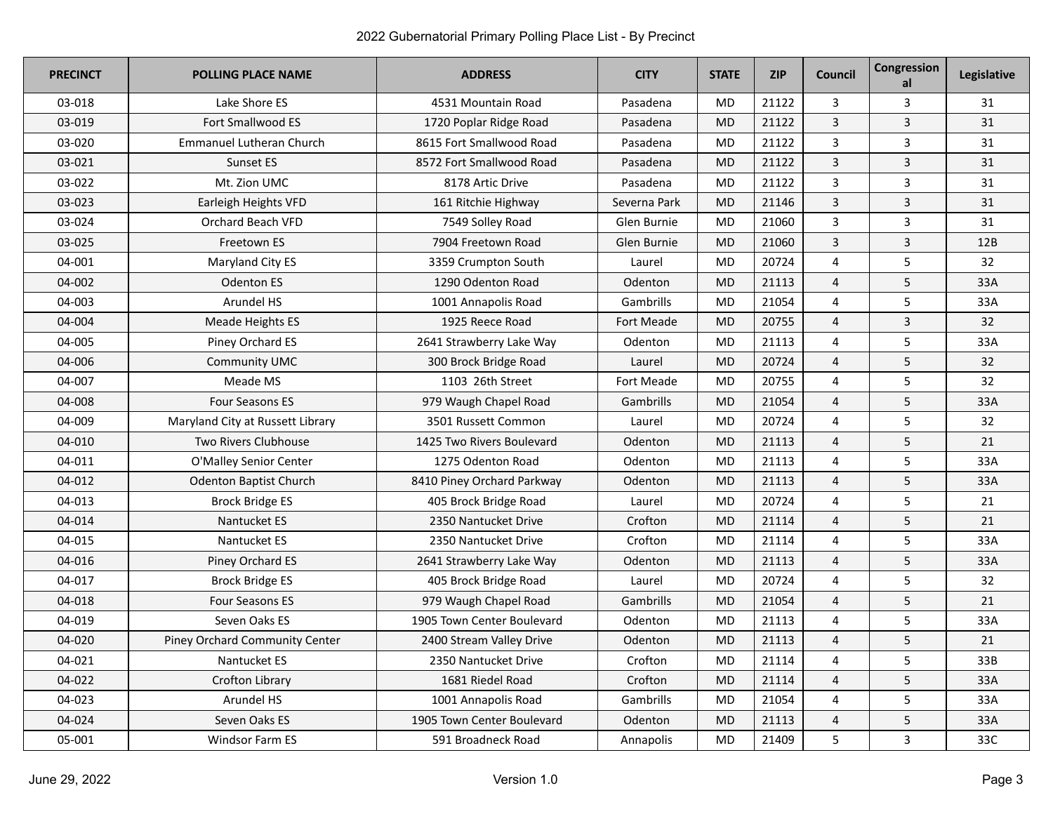| PRECINCT | POLLING PLACE NAME | ADDRESS | CITY | STATE | ZIP | Council | Congressional | Legislative |
|---|---|---|---|---|---|---|---|---|
| 03-018 | Lake Shore ES | 4531 Mountain Road | Pasadena | MD | 21122 | 3 | 3 | 31 |
| 03-019 | Fort Smallwood ES | 1720 Poplar Ridge Road | Pasadena | MD | 21122 | 3 | 3 | 31 |
| 03-020 | Emmanuel Lutheran Church | 8615 Fort Smallwood Road | Pasadena | MD | 21122 | 3 | 3 | 31 |
| 03-021 | Sunset ES | 8572 Fort Smallwood Road | Pasadena | MD | 21122 | 3 | 3 | 31 |
| 03-022 | Mt. Zion UMC | 8178 Artic Drive | Pasadena | MD | 21122 | 3 | 3 | 31 |
| 03-023 | Earleigh Heights VFD | 161 Ritchie Highway | Severna Park | MD | 21146 | 3 | 3 | 31 |
| 03-024 | Orchard Beach VFD | 7549 Solley Road | Glen Burnie | MD | 21060 | 3 | 3 | 31 |
| 03-025 | Freetown ES | 7904 Freetown Road | Glen Burnie | MD | 21060 | 3 | 3 | 12B |
| 04-001 | Maryland City ES | 3359 Crumpton South | Laurel | MD | 20724 | 4 | 5 | 32 |
| 04-002 | Odenton ES | 1290 Odenton Road | Odenton | MD | 21113 | 4 | 5 | 33A |
| 04-003 | Arundel HS | 1001 Annapolis Road | Gambrills | MD | 21054 | 4 | 5 | 33A |
| 04-004 | Meade Heights ES | 1925 Reece Road | Fort Meade | MD | 20755 | 4 | 3 | 32 |
| 04-005 | Piney Orchard ES | 2641 Strawberry Lake Way | Odenton | MD | 21113 | 4 | 5 | 33A |
| 04-006 | Community UMC | 300 Brock Bridge Road | Laurel | MD | 20724 | 4 | 5 | 32 |
| 04-007 | Meade MS | 1103 26th Street | Fort Meade | MD | 20755 | 4 | 5 | 32 |
| 04-008 | Four Seasons ES | 979 Waugh Chapel Road | Gambrills | MD | 21054 | 4 | 5 | 33A |
| 04-009 | Maryland City at Russett Library | 3501 Russett Common | Laurel | MD | 20724 | 4 | 5 | 32 |
| 04-010 | Two Rivers Clubhouse | 1425 Two Rivers Boulevard | Odenton | MD | 21113 | 4 | 5 | 21 |
| 04-011 | O'Malley Senior Center | 1275 Odenton Road | Odenton | MD | 21113 | 4 | 5 | 33A |
| 04-012 | Odenton Baptist Church | 8410 Piney Orchard Parkway | Odenton | MD | 21113 | 4 | 5 | 33A |
| 04-013 | Brock Bridge ES | 405 Brock Bridge Road | Laurel | MD | 20724 | 4 | 5 | 21 |
| 04-014 | Nantucket ES | 2350 Nantucket Drive | Crofton | MD | 21114 | 4 | 5 | 21 |
| 04-015 | Nantucket ES | 2350 Nantucket Drive | Crofton | MD | 21114 | 4 | 5 | 33A |
| 04-016 | Piney Orchard ES | 2641 Strawberry Lake Way | Odenton | MD | 21113 | 4 | 5 | 33A |
| 04-017 | Brock Bridge ES | 405 Brock Bridge Road | Laurel | MD | 20724 | 4 | 5 | 32 |
| 04-018 | Four Seasons ES | 979 Waugh Chapel Road | Gambrills | MD | 21054 | 4 | 5 | 21 |
| 04-019 | Seven Oaks ES | 1905 Town Center Boulevard | Odenton | MD | 21113 | 4 | 5 | 33A |
| 04-020 | Piney Orchard Community Center | 2400 Stream Valley Drive | Odenton | MD | 21113 | 4 | 5 | 21 |
| 04-021 | Nantucket ES | 2350 Nantucket Drive | Crofton | MD | 21114 | 4 | 5 | 33B |
| 04-022 | Crofton Library | 1681 Riedel Road | Crofton | MD | 21114 | 4 | 5 | 33A |
| 04-023 | Arundel HS | 1001 Annapolis Road | Gambrills | MD | 21054 | 4 | 5 | 33A |
| 04-024 | Seven Oaks ES | 1905 Town Center Boulevard | Odenton | MD | 21113 | 4 | 5 | 33A |
| 05-001 | Windsor Farm ES | 591 Broadneck Road | Annapolis | MD | 21409 | 5 | 3 | 33C |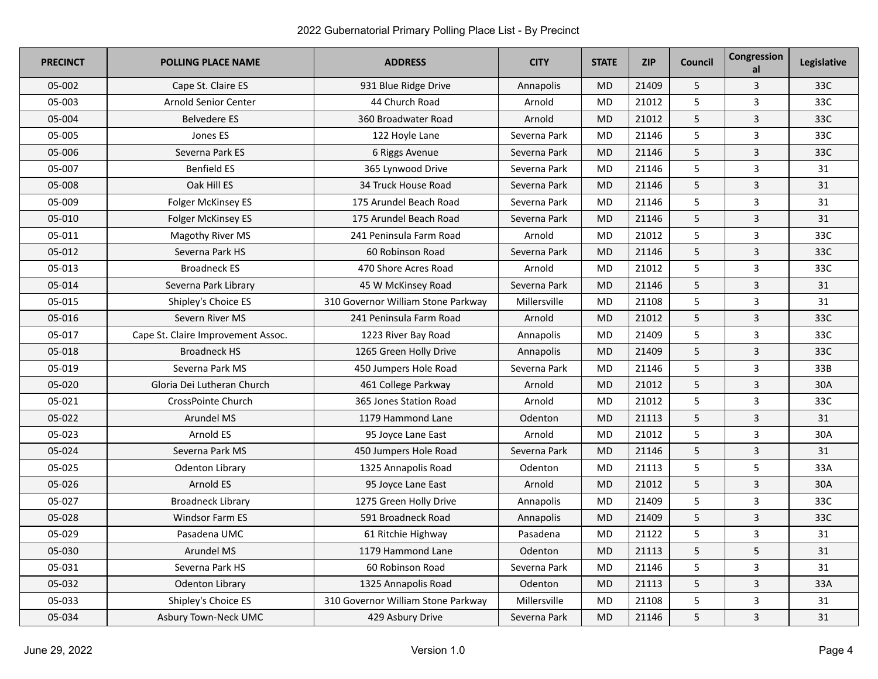2022 Gubernatorial Primary Polling Place List - By Precinct

| PRECINCT | POLLING PLACE NAME | ADDRESS | CITY | STATE | ZIP | Council | Congressional | Legislative |
|---|---|---|---|---|---|---|---|---|
| 05-002 | Cape St. Claire ES | 931 Blue Ridge Drive | Annapolis | MD | 21409 | 5 | 3 | 33C |
| 05-003 | Arnold Senior Center | 44 Church Road | Arnold | MD | 21012 | 5 | 3 | 33C |
| 05-004 | Belvedere ES | 360 Broadwater Road | Arnold | MD | 21012 | 5 | 3 | 33C |
| 05-005 | Jones ES | 122 Hoyle Lane | Severna Park | MD | 21146 | 5 | 3 | 33C |
| 05-006 | Severna Park ES | 6 Riggs Avenue | Severna Park | MD | 21146 | 5 | 3 | 33C |
| 05-007 | Benfield ES | 365 Lynwood Drive | Severna Park | MD | 21146 | 5 | 3 | 31 |
| 05-008 | Oak Hill ES | 34 Truck House Road | Severna Park | MD | 21146 | 5 | 3 | 31 |
| 05-009 | Folger McKinsey ES | 175 Arundel Beach Road | Severna Park | MD | 21146 | 5 | 3 | 31 |
| 05-010 | Folger McKinsey ES | 175 Arundel Beach Road | Severna Park | MD | 21146 | 5 | 3 | 31 |
| 05-011 | Magothy River MS | 241 Peninsula Farm Road | Arnold | MD | 21012 | 5 | 3 | 33C |
| 05-012 | Severna Park HS | 60 Robinson Road | Severna Park | MD | 21146 | 5 | 3 | 33C |
| 05-013 | Broadneck ES | 470 Shore Acres Road | Arnold | MD | 21012 | 5 | 3 | 33C |
| 05-014 | Severna Park Library | 45 W McKinsey Road | Severna Park | MD | 21146 | 5 | 3 | 31 |
| 05-015 | Shipley's Choice ES | 310 Governor William Stone Parkway | Millersville | MD | 21108 | 5 | 3 | 31 |
| 05-016 | Severn River MS | 241 Peninsula Farm Road | Arnold | MD | 21012 | 5 | 3 | 33C |
| 05-017 | Cape St. Claire Improvement Assoc. | 1223 River Bay Road | Annapolis | MD | 21409 | 5 | 3 | 33C |
| 05-018 | Broadneck HS | 1265 Green Holly Drive | Annapolis | MD | 21409 | 5 | 3 | 33C |
| 05-019 | Severna Park MS | 450 Jumpers Hole Road | Severna Park | MD | 21146 | 5 | 3 | 33B |
| 05-020 | Gloria Dei Lutheran Church | 461 College Parkway | Arnold | MD | 21012 | 5 | 3 | 30A |
| 05-021 | CrossPointe Church | 365 Jones Station Road | Arnold | MD | 21012 | 5 | 3 | 33C |
| 05-022 | Arundel MS | 1179 Hammond Lane | Odenton | MD | 21113 | 5 | 3 | 31 |
| 05-023 | Arnold ES | 95 Joyce Lane East | Arnold | MD | 21012 | 5 | 3 | 30A |
| 05-024 | Severna Park MS | 450 Jumpers Hole Road | Severna Park | MD | 21146 | 5 | 3 | 31 |
| 05-025 | Odenton Library | 1325 Annapolis Road | Odenton | MD | 21113 | 5 | 5 | 33A |
| 05-026 | Arnold ES | 95 Joyce Lane East | Arnold | MD | 21012 | 5 | 3 | 30A |
| 05-027 | Broadneck Library | 1275 Green Holly Drive | Annapolis | MD | 21409 | 5 | 3 | 33C |
| 05-028 | Windsor Farm ES | 591 Broadneck Road | Annapolis | MD | 21409 | 5 | 3 | 33C |
| 05-029 | Pasadena UMC | 61 Ritchie Highway | Pasadena | MD | 21122 | 5 | 3 | 31 |
| 05-030 | Arundel MS | 1179 Hammond Lane | Odenton | MD | 21113 | 5 | 5 | 31 |
| 05-031 | Severna Park HS | 60 Robinson Road | Severna Park | MD | 21146 | 5 | 3 | 31 |
| 05-032 | Odenton Library | 1325 Annapolis Road | Odenton | MD | 21113 | 5 | 3 | 33A |
| 05-033 | Shipley's Choice ES | 310 Governor William Stone Parkway | Millersville | MD | 21108 | 5 | 3 | 31 |
| 05-034 | Asbury Town-Neck UMC | 429 Asbury Drive | Severna Park | MD | 21146 | 5 | 3 | 31 |

June 29, 2022 Version 1.0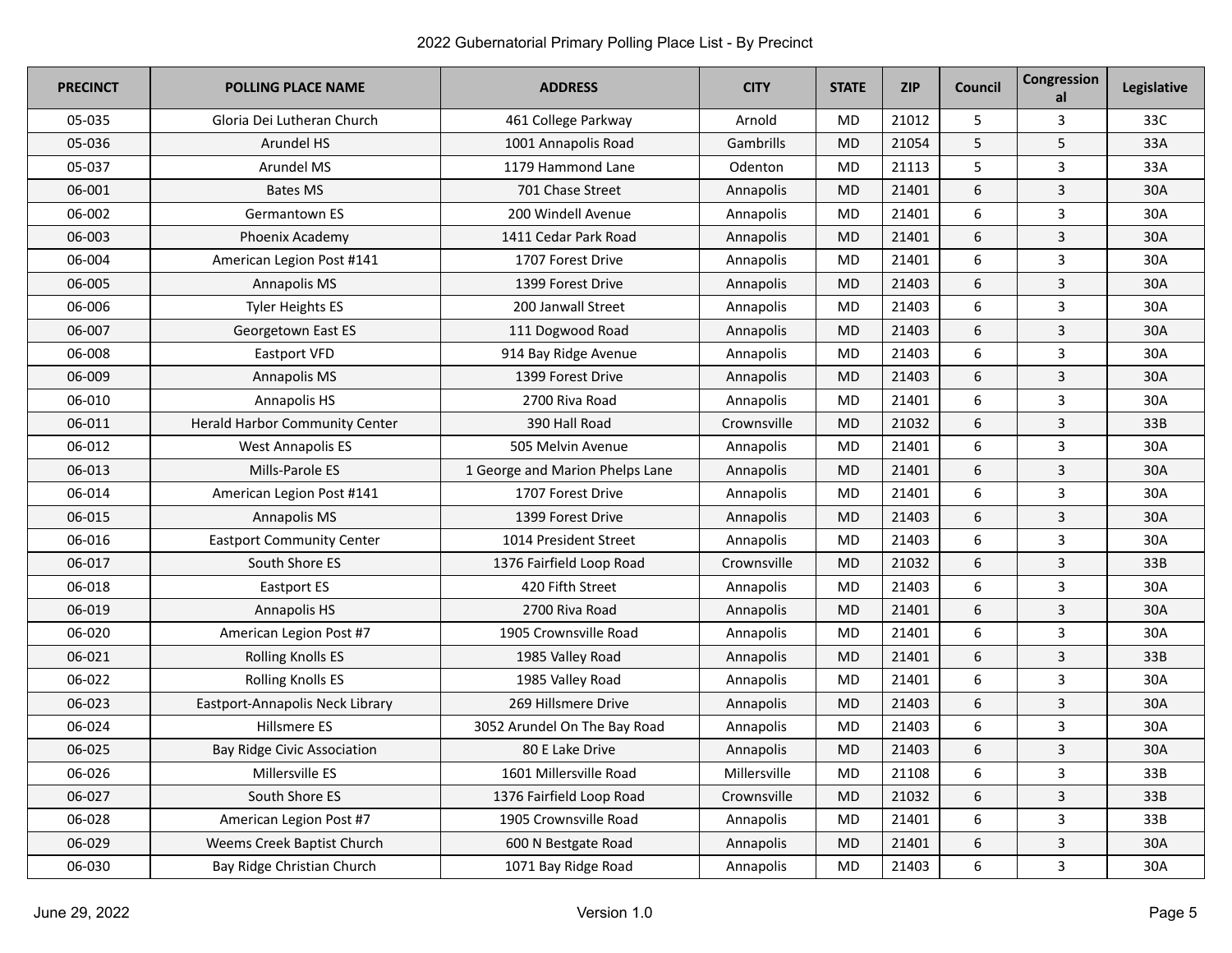| PRECINCT | POLLING PLACE NAME | ADDRESS | CITY | STATE | ZIP | Council | Congressional | Legislative |
|---|---|---|---|---|---|---|---|---|
| 05-035 | Gloria Dei Lutheran Church | 461 College Parkway | Arnold | MD | 21012 | 5 | 3 | 33C |
| 05-036 | Arundel HS | 1001 Annapolis Road | Gambrills | MD | 21054 | 5 | 5 | 33A |
| 05-037 | Arundel MS | 1179 Hammond Lane | Odenton | MD | 21113 | 5 | 3 | 33A |
| 06-001 | Bates MS | 701 Chase Street | Annapolis | MD | 21401 | 6 | 3 | 30A |
| 06-002 | Germantown ES | 200 Windell Avenue | Annapolis | MD | 21401 | 6 | 3 | 30A |
| 06-003 | Phoenix Academy | 1411 Cedar Park Road | Annapolis | MD | 21401 | 6 | 3 | 30A |
| 06-004 | American Legion Post #141 | 1707 Forest Drive | Annapolis | MD | 21401 | 6 | 3 | 30A |
| 06-005 | Annapolis MS | 1399 Forest Drive | Annapolis | MD | 21403 | 6 | 3 | 30A |
| 06-006 | Tyler Heights ES | 200 Janwall Street | Annapolis | MD | 21403 | 6 | 3 | 30A |
| 06-007 | Georgetown East ES | 111 Dogwood Road | Annapolis | MD | 21403 | 6 | 3 | 30A |
| 06-008 | Eastport VFD | 914 Bay Ridge Avenue | Annapolis | MD | 21403 | 6 | 3 | 30A |
| 06-009 | Annapolis MS | 1399 Forest Drive | Annapolis | MD | 21403 | 6 | 3 | 30A |
| 06-010 | Annapolis HS | 2700 Riva Road | Annapolis | MD | 21401 | 6 | 3 | 30A |
| 06-011 | Herald Harbor Community Center | 390 Hall Road | Crownsville | MD | 21032 | 6 | 3 | 33B |
| 06-012 | West Annapolis ES | 505 Melvin Avenue | Annapolis | MD | 21401 | 6 | 3 | 30A |
| 06-013 | Mills-Parole ES | 1 George and Marion Phelps Lane | Annapolis | MD | 21401 | 6 | 3 | 30A |
| 06-014 | American Legion Post #141 | 1707 Forest Drive | Annapolis | MD | 21401 | 6 | 3 | 30A |
| 06-015 | Annapolis MS | 1399 Forest Drive | Annapolis | MD | 21403 | 6 | 3 | 30A |
| 06-016 | Eastport Community Center | 1014 President Street | Annapolis | MD | 21403 | 6 | 3 | 30A |
| 06-017 | South Shore ES | 1376 Fairfield Loop Road | Crownsville | MD | 21032 | 6 | 3 | 33B |
| 06-018 | Eastport ES | 420 Fifth Street | Annapolis | MD | 21403 | 6 | 3 | 30A |
| 06-019 | Annapolis HS | 2700 Riva Road | Annapolis | MD | 21401 | 6 | 3 | 30A |
| 06-020 | American Legion Post #7 | 1905 Crownsville Road | Annapolis | MD | 21401 | 6 | 3 | 30A |
| 06-021 | Rolling Knolls ES | 1985 Valley Road | Annapolis | MD | 21401 | 6 | 3 | 33B |
| 06-022 | Rolling Knolls ES | 1985 Valley Road | Annapolis | MD | 21401 | 6 | 3 | 30A |
| 06-023 | Eastport-Annapolis Neck Library | 269 Hillsmere Drive | Annapolis | MD | 21403 | 6 | 3 | 30A |
| 06-024 | Hillsmere ES | 3052 Arundel On The Bay Road | Annapolis | MD | 21403 | 6 | 3 | 30A |
| 06-025 | Bay Ridge Civic Association | 80 E Lake Drive | Annapolis | MD | 21403 | 6 | 3 | 30A |
| 06-026 | Millersville ES | 1601 Millersville Road | Millersville | MD | 21108 | 6 | 3 | 33B |
| 06-027 | South Shore ES | 1376 Fairfield Loop Road | Crownsville | MD | 21032 | 6 | 3 | 33B |
| 06-028 | American Legion Post #7 | 1905 Crownsville Road | Annapolis | MD | 21401 | 6 | 3 | 33B |
| 06-029 | Weems Creek Baptist Church | 600 N Bestgate Road | Annapolis | MD | 21401 | 6 | 3 | 30A |
| 06-030 | Bay Ridge Christian Church | 1071 Bay Ridge Road | Annapolis | MD | 21403 | 6 | 3 | 30A |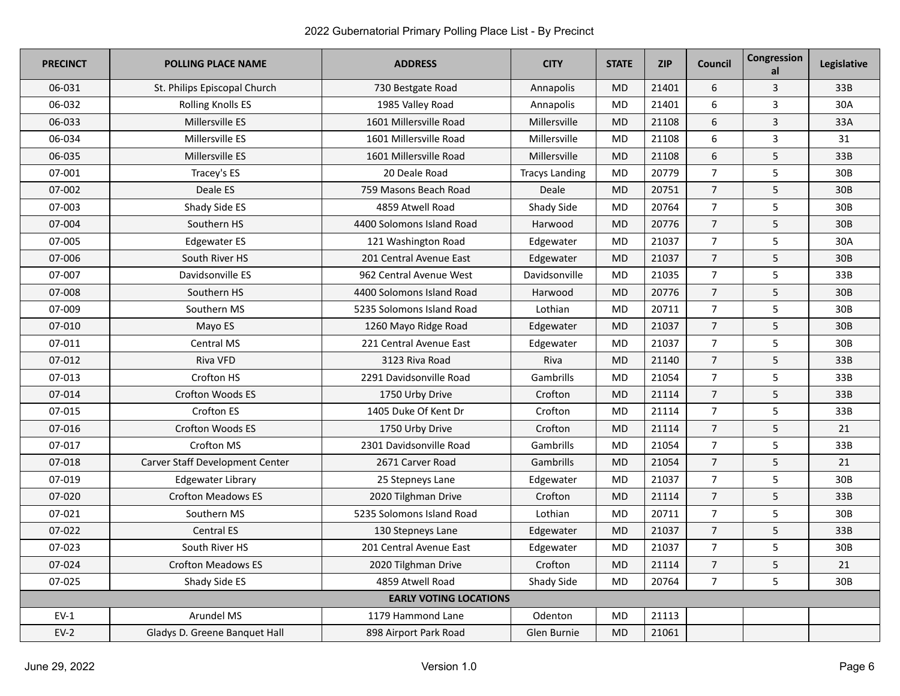| PRECINCT | POLLING PLACE NAME | ADDRESS | CITY | STATE | ZIP | Council | Congressional | Legislative |
|---|---|---|---|---|---|---|---|---|
| 06-031 | St. Philips Episcopal Church | 730 Bestgate Road | Annapolis | MD | 21401 | 6 | 3 | 33B |
| 06-032 | Rolling Knolls ES | 1985 Valley Road | Annapolis | MD | 21401 | 6 | 3 | 30A |
| 06-033 | Millersville ES | 1601 Millersville Road | Millersville | MD | 21108 | 6 | 3 | 33A |
| 06-034 | Millersville ES | 1601 Millersville Road | Millersville | MD | 21108 | 6 | 3 | 31 |
| 06-035 | Millersville ES | 1601 Millersville Road | Millersville | MD | 21108 | 6 | 5 | 33B |
| 07-001 | Tracey's ES | 20 Deale Road | Tracys Landing | MD | 20779 | 7 | 5 | 30B |
| 07-002 | Deale ES | 759 Masons Beach Road | Deale | MD | 20751 | 7 | 5 | 30B |
| 07-003 | Shady Side ES | 4859 Atwell Road | Shady Side | MD | 20764 | 7 | 5 | 30B |
| 07-004 | Southern HS | 4400 Solomons Island Road | Harwood | MD | 20776 | 7 | 5 | 30B |
| 07-005 | Edgewater ES | 121 Washington Road | Edgewater | MD | 21037 | 7 | 5 | 30A |
| 07-006 | South River HS | 201 Central Avenue East | Edgewater | MD | 21037 | 7 | 5 | 30B |
| 07-007 | Davidsonville ES | 962 Central Avenue West | Davidsonville | MD | 21035 | 7 | 5 | 33B |
| 07-008 | Southern HS | 4400 Solomons Island Road | Harwood | MD | 20776 | 7 | 5 | 30B |
| 07-009 | Southern MS | 5235 Solomons Island Road | Lothian | MD | 20711 | 7 | 5 | 30B |
| 07-010 | Mayo ES | 1260 Mayo Ridge Road | Edgewater | MD | 21037 | 7 | 5 | 30B |
| 07-011 | Central MS | 221 Central Avenue East | Edgewater | MD | 21037 | 7 | 5 | 30B |
| 07-012 | Riva VFD | 3123 Riva Road | Riva | MD | 21140 | 7 | 5 | 33B |
| 07-013 | Crofton HS | 2291 Davidsonville Road | Gambrills | MD | 21054 | 7 | 5 | 33B |
| 07-014 | Crofton Woods ES | 1750 Urby Drive | Crofton | MD | 21114 | 7 | 5 | 33B |
| 07-015 | Crofton ES | 1405 Duke Of Kent Dr | Crofton | MD | 21114 | 7 | 5 | 33B |
| 07-016 | Crofton Woods ES | 1750 Urby Drive | Crofton | MD | 21114 | 7 | 5 | 21 |
| 07-017 | Crofton MS | 2301 Davidsonville Road | Gambrills | MD | 21054 | 7 | 5 | 33B |
| 07-018 | Carver Staff Development Center | 2671 Carver Road | Gambrills | MD | 21054 | 7 | 5 | 21 |
| 07-019 | Edgewater Library | 25 Stepneys Lane | Edgewater | MD | 21037 | 7 | 5 | 30B |
| 07-020 | Crofton Meadows ES | 2020 Tilghman Drive | Crofton | MD | 21114 | 7 | 5 | 33B |
| 07-021 | Southern MS | 5235 Solomons Island Road | Lothian | MD | 20711 | 7 | 5 | 30B |
| 07-022 | Central ES | 130 Stepneys Lane | Edgewater | MD | 21037 | 7 | 5 | 33B |
| 07-023 | South River HS | 201 Central Avenue East | Edgewater | MD | 21037 | 7 | 5 | 30B |
| 07-024 | Crofton Meadows ES | 2020 Tilghman Drive | Crofton | MD | 21114 | 7 | 5 | 21 |
| 07-025 | Shady Side ES | 4859 Atwell Road | Shady Side | MD | 20764 | 7 | 5 | 30B |
| **EARLY VOTING LOCATIONS** | | | | | | | | |
| EV-1 | Arundel MS | 1179 Hammond Lane | Odenton | MD | 21113 | | | |
| EV-2 | Gladys D. Greene Banquet Hall | 898 Airport Park Road | Glen Burnie | MD | 21061 | | | |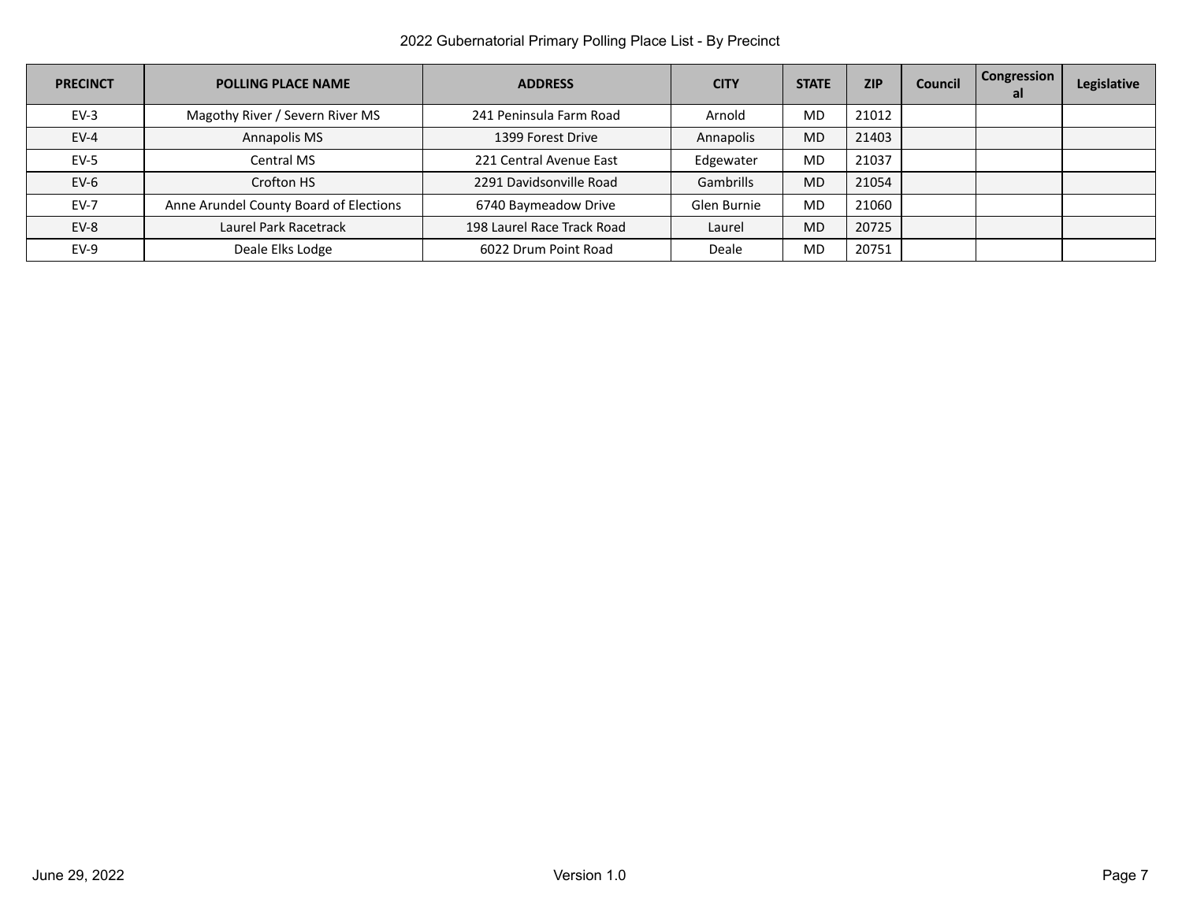| PRECINCT | POLLING PLACE NAME | ADDRESS | CITY | STATE | ZIP | Council | Congressional | Legislative |
|---|---|---|---|---|---|---|---|---|
| EV-3 | Magothy River / Severn River MS | 241 Peninsula Farm Road | Arnold | MD | 21012 | | | |
| EV-4 | Annapolis MS | 1399 Forest Drive | Annapolis | MD | 21403 | | | |
| EV-5 | Central MS | 221 Central Avenue East | Edgewater | MD | 21037 | | | |
| EV-6 | Crofton HS | 2291 Davidsonville Road | Gambrills | MD | 21054 | | | |
| EV-7 | Anne Arundel County Board of Elections | 6740 Baymeadow Drive | Glen Burnie | MD | 21060 | | | |
| EV-8 | Laurel Park Racetrack | 198 Laurel Race Track Road | Laurel | MD | 20725 | | | |
| EV-9 | Deale Elks Lodge | 6022 Drum Point Road | Deale | MD | 20751 | | | |